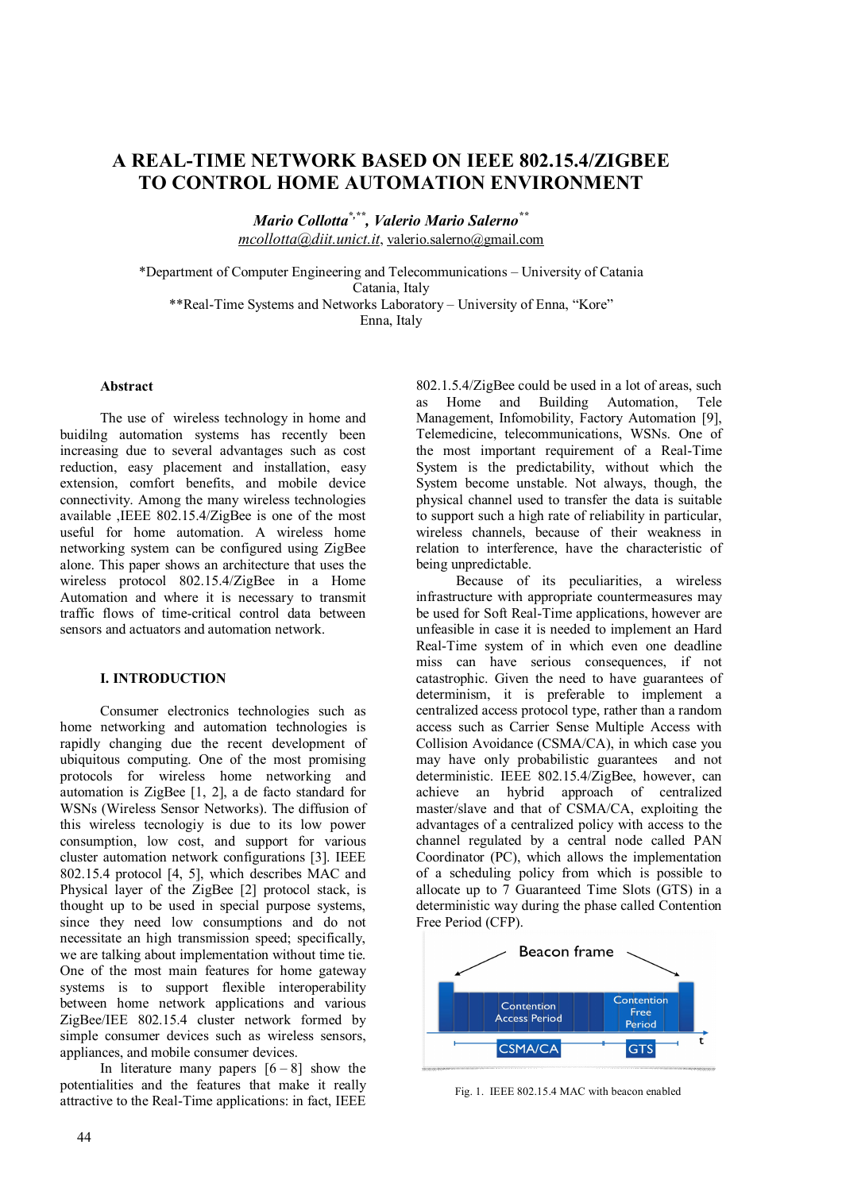# A REAL-TIME NETWORK BASED ON IEEE 802.15.4/ZIGBEE TO CONTROL HOME AUTOMATION ENVIRONMENT

***Mario Collotta*[\*,\*\*], *Valerio Mario Salerno*[\*\*]**
mcollotta@diit.unict.it, valerio.salerno@gmail.com

\*Department of Computer Engineering and Telecommunications – University of Catania
Catania, Italy
\*\*Real-Time Systems and Networks Laboratory – University of Enna, "Kore"
Enna, Italy

### Abstract

The use of wireless technology in home and buidilng automation systems has recently been increasing due to several advantages such as cost reduction, easy placement and installation, easy extension, comfort benefits, and mobile device connectivity. Among the many wireless technologies available ,IEEE 802.15.4/ZigBee is one of the most useful for home automation. A wireless home networking system can be configured using ZigBee alone. This paper shows an architecture that uses the wireless protocol 802.15.4/ZigBee in a Home Automation and where it is necessary to transmit traffic flows of time-critical control data between sensors and actuators and automation network.

## I. INTRODUCTION

Consumer electronics technologies such as home networking and automation technologies is rapidly changing due the recent development of ubiquitous computing. One of the most promising protocols for wireless home networking and automation is ZigBee [1, 2], a de facto standard for WSNs (Wireless Sensor Networks). The diffusion of this wireless tecnologiy is due to its low power consumption, low cost, and support for various cluster automation network configurations [3]. IEEE 802.15.4 protocol [4, 5], which describes MAC and Physical layer of the ZigBee [2] protocol stack, is thought up to be used in special purpose systems, since they need low consumptions and do not necessitate an high transmission speed; specifically, we are talking about implementation without time tie. One of the most main features for home gateway systems is to support flexible interoperability between home network applications and various ZigBee/IEE 802.15.4 cluster network formed by simple consumer devices such as wireless sensors, appliances, and mobile consumer devices.

In literature many papers [6 – 8] show the potentialities and the features that make it really attractive to the Real-Time applications: in fact, IEEE 802.1.5.4/ZigBee could be used in a lot of areas, such as Home and Building Automation, Tele Management, Infomobility, Factory Automation [9], Telemedicine, telecommunications, WSNs. One of the most important requirement of a Real-Time System is the predictability, without which the System become unstable. Not always, though, the physical channel used to transfer the data is suitable to support such a high rate of reliability in particular, wireless channels, because of their weakness in relation to interference, have the characteristic of being unpredictable.

Because of its peculiarities, a wireless infrastructure with appropriate countermeasures may be used for Soft Real-Time applications, however are unfeasible in case it is needed to implement an Hard Real-Time system of in which even one deadline miss can have serious consequences, if not catastrophic. Given the need to have guarantees of determinism, it is preferable to implement a centralized access protocol type, rather than a random access such as Carrier Sense Multiple Access with Collision Avoidance (CSMA/CA), in which case you may have only probabilistic guarantees and not deterministic. IEEE 802.15.4/ZigBee, however, can achieve an hybrid approach of centralized master/slave and that of CSMA/CA, exploiting the advantages of a centralized policy with access to the channel regulated by a central node called PAN Coordinator (PC), which allows the implementation of a scheduling policy from which is possible to allocate up to 7 Guaranteed Time Slots (GTS) in a deterministic way during the phase called Contention Free Period (CFP).

Fig. 1. IEEE 802.15.4 MAC with beacon enabled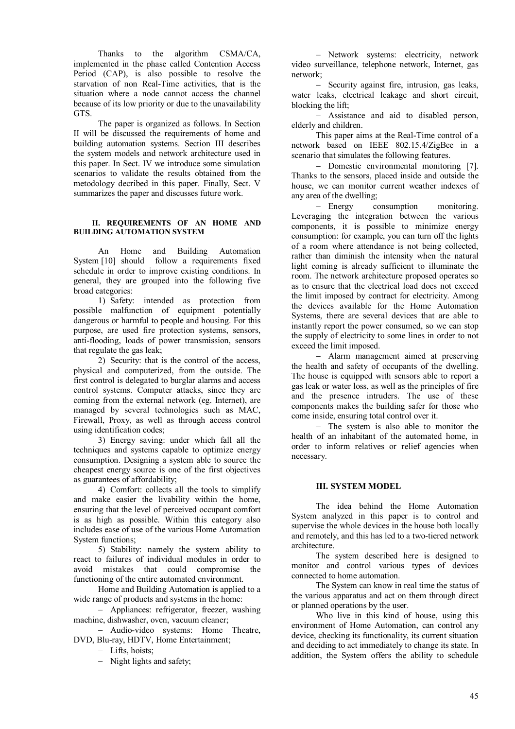Thanks to the algorithm CSMA/CA, implemented in the phase called Contention Access Period (CAP), is also possible to resolve the starvation of non Real-Time activities, that is the situation where a node cannot access the channel because of its low priority or due to the unavailability GTS.

The paper is organized as follows. In Section II will be discussed the requirements of home and building automation systems. Section III describes the system models and network architecture used in this paper. In Sect. IV we introduce some simulation scenarios to validate the results obtained from the metodology decribed in this paper. Finally, Sect. V summarizes the paper and discusses future work.

## II. REQUIREMENTS OF AN HOME AND BUILDING AUTOMATION SYSTEM

An Home and Building Automation System [10] should follow a requirements fixed schedule in order to improve existing conditions. In general, they are grouped into the following five broad categories:

1) Safety: intended as protection from possible malfunction of equipment potentially dangerous or harmful to people and housing. For this purpose, are used fire protection systems, sensors, anti-flooding, loads of power transmission, sensors that regulate the gas leak;

2) Security: that is the control of the access, physical and computerized, from the outside. The first control is delegated to burglar alarms and access control systems. Computer attacks, since they are coming from the external network (eg. Internet), are managed by several technologies such as MAC, Firewall, Proxy, as well as through access control using identification codes;

3) Energy saving: under which fall all the techniques and systems capable to optimize energy consumption. Designing a system able to source the cheapest energy source is one of the first objectives as guarantees of affordability;

4) Comfort: collects all the tools to simplify and make easier the livability within the home, ensuring that the level of perceived occupant comfort is as high as possible. Within this category also includes ease of use of the various Home Automation System functions;

5) Stability: namely the system ability to react to failures of individual modules in order to avoid mistakes that could compromise the functioning of the entire automated environment.

Home and Building Automation is applied to a wide range of products and systems in the home:

- Appliances: refrigerator, freezer, washing machine, dishwasher, oven, vacuum cleaner;
- Audio-video systems: Home Theatre, DVD, Blu-ray, HDTV, Home Entertainment;
- Lifts, hoists;
- Night lights and safety;
- Network systems: electricity, network video surveillance, telephone network, Internet, gas network;
- Security against fire, intrusion, gas leaks, water leaks, electrical leakage and short circuit, blocking the lift;
- Assistance and aid to disabled person, elderly and children.

This paper aims at the Real-Time control of a network based on IEEE 802.15.4/ZigBee in a scenario that simulates the following features.

- Domestic environmental monitoring [7]. Thanks to the sensors, placed inside and outside the house, we can monitor current weather indexes of any area of the dwelling;
- Energy consumption monitoring. Leveraging the integration between the various components, it is possible to minimize energy consumption: for example, you can turn off the lights of a room where attendance is not being collected, rather than diminish the intensity when the natural light coming is already sufficient to illuminate the room. The network architecture proposed operates so as to ensure that the electrical load does not exceed the limit imposed by contract for electricity. Among the devices available for the Home Automation Systems, there are several devices that are able to instantly report the power consumed, so we can stop the supply of electricity to some lines in order to not exceed the limit imposed.
- Alarm management aimed at preserving the health and safety of occupants of the dwelling. The house is equipped with sensors able to report a gas leak or water loss, as well as the principles of fire and the presence intruders. The use of these components makes the building safer for those who come inside, ensuring total control over it.
- The system is also able to monitor the health of an inhabitant of the automated home, in order to inform relatives or relief agencies when necessary.

## III. SYSTEM MODEL

The idea behind the Home Automation System analyzed in this paper is to control and supervise the whole devices in the house both locally and remotely, and this has led to a two-tiered network architecture.

The system described here is designed to monitor and control various types of devices connected to home automation.

The System can know in real time the status of the various apparatus and act on them through direct or planned operations by the user.

Who live in this kind of house, using this environment of Home Automation, can control any device, checking its functionality, its current situation and deciding to act immediately to change its state. In addition, the System offers the ability to schedule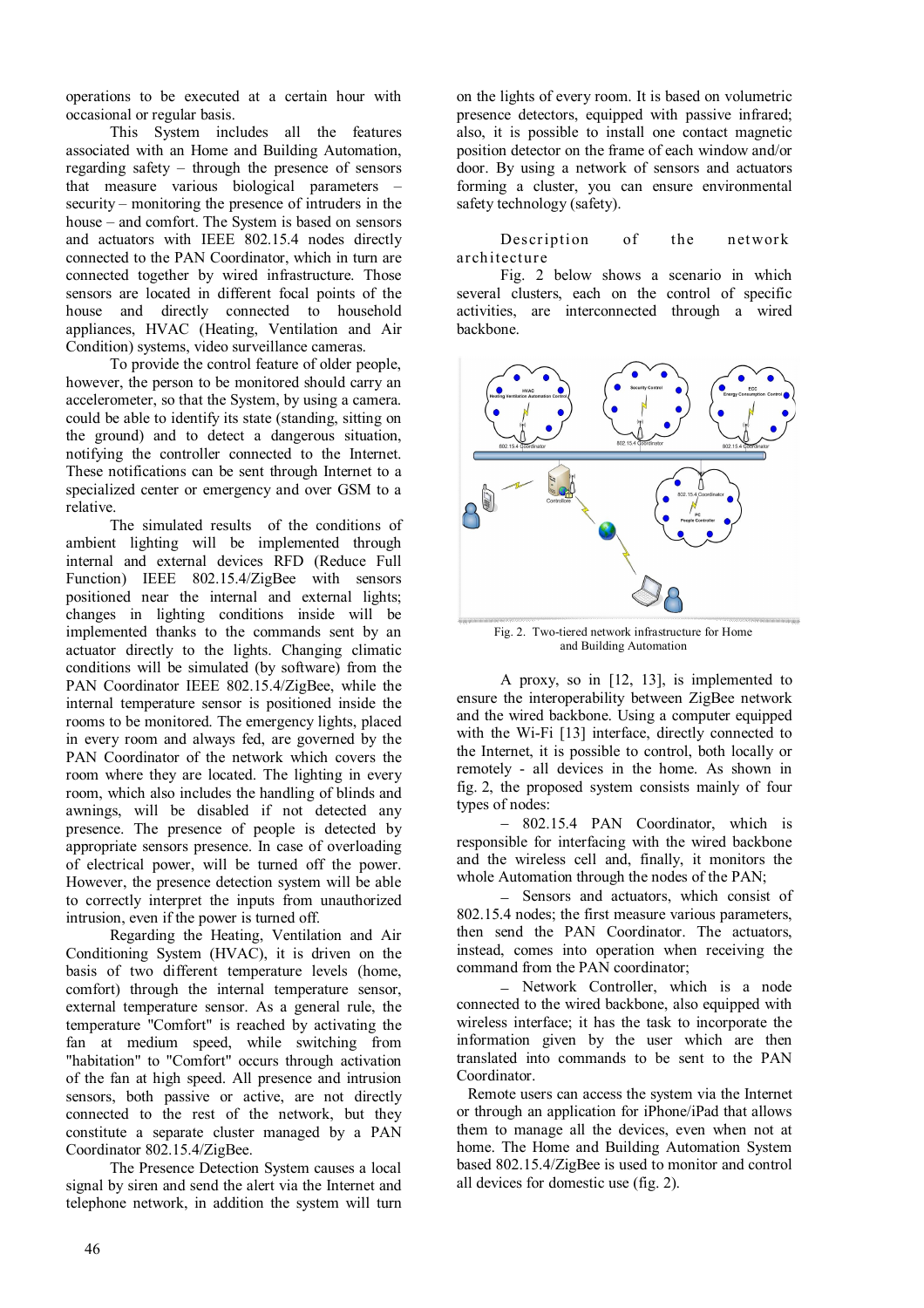operations to be executed at a certain hour with occasional or regular basis.

This System includes all the features associated with an Home and Building Automation, regarding safety – through the presence of sensors that measure various biological parameters – security – monitoring the presence of intruders in the house – and comfort. The System is based on sensors and actuators with IEEE 802.15.4 nodes directly connected to the PAN Coordinator, which in turn are connected together by wired infrastructure. Those sensors are located in different focal points of the house and directly connected to household appliances, HVAC (Heating, Ventilation and Air Condition) systems, video surveillance cameras.

To provide the control feature of older people, however, the person to be monitored should carry an accelerometer, so that the System, by using a camera. could be able to identify its state (standing, sitting on the ground) and to detect a dangerous situation, notifying the controller connected to the Internet. These notifications can be sent through Internet to a specialized center or emergency and over GSM to a relative.

The simulated results of the conditions of ambient lighting will be implemented through internal and external devices RFD (Reduce Full Function) IEEE 802.15.4/ZigBee with sensors positioned near the internal and external lights; changes in lighting conditions inside will be implemented thanks to the commands sent by an actuator directly to the lights. Changing climatic conditions will be simulated (by software) from the PAN Coordinator IEEE 802.15.4/ZigBee, while the internal temperature sensor is positioned inside the rooms to be monitored. The emergency lights, placed in every room and always fed, are governed by the PAN Coordinator of the network which covers the room where they are located. The lighting in every room, which also includes the handling of blinds and awnings, will be disabled if not detected any presence. The presence of people is detected by appropriate sensors presence. In case of overloading of electrical power, will be turned off the power. However, the presence detection system will be able to correctly interpret the inputs from unauthorized intrusion, even if the power is turned off.

Regarding the Heating, Ventilation and Air Conditioning System (HVAC), it is driven on the basis of two different temperature levels (home, comfort) through the internal temperature sensor, external temperature sensor. As a general rule, the temperature "Comfort" is reached by activating the fan at medium speed, while switching from "habitation" to "Comfort" occurs through activation of the fan at high speed. All presence and intrusion sensors, both passive or active, are not directly connected to the rest of the network, but they constitute a separate cluster managed by a PAN Coordinator 802.15.4/ZigBee.

The Presence Detection System causes a local signal by siren and send the alert via the Internet and telephone network, in addition the system will turn on the lights of every room. It is based on volumetric presence detectors, equipped with passive infrared; also, it is possible to install one contact magnetic position detector on the frame of each window and/or door. By using a network of sensors and actuators forming a cluster, you can ensure environmental safety technology (safety).

## Description of the network architecture

Fig. 2 below shows a scenario in which several clusters, each on the control of specific activities, are interconnected through a wired backbone.

Fig. 2. Two-tiered network infrastructure for Home and Building Automation

A proxy, so in [12, 13], is implemented to ensure the interoperability between ZigBee network and the wired backbone. Using a computer equipped with the Wi-Fi [13] interface, directly connected to the Internet, it is possible to control, both locally or remotely - all devices in the home. As shown in fig. 2, the proposed system consists mainly of four types of nodes:

– 802.15.4 PAN Coordinator, which is responsible for interfacing with the wired backbone and the wireless cell and, finally, it monitors the whole Automation through the nodes of the PAN;

– Sensors and actuators, which consist of 802.15.4 nodes; the first measure various parameters, then send the PAN Coordinator. The actuators, instead, comes into operation when receiving the command from the PAN coordinator;

– Network Controller, which is a node connected to the wired backbone, also equipped with wireless interface; it has the task to incorporate the information given by the user which are then translated into commands to be sent to the PAN Coordinator.

Remote users can access the system via the Internet or through an application for iPhone/iPad that allows them to manage all the devices, even when not at home. The Home and Building Automation System based 802.15.4/ZigBee is used to monitor and control all devices for domestic use (fig. 2).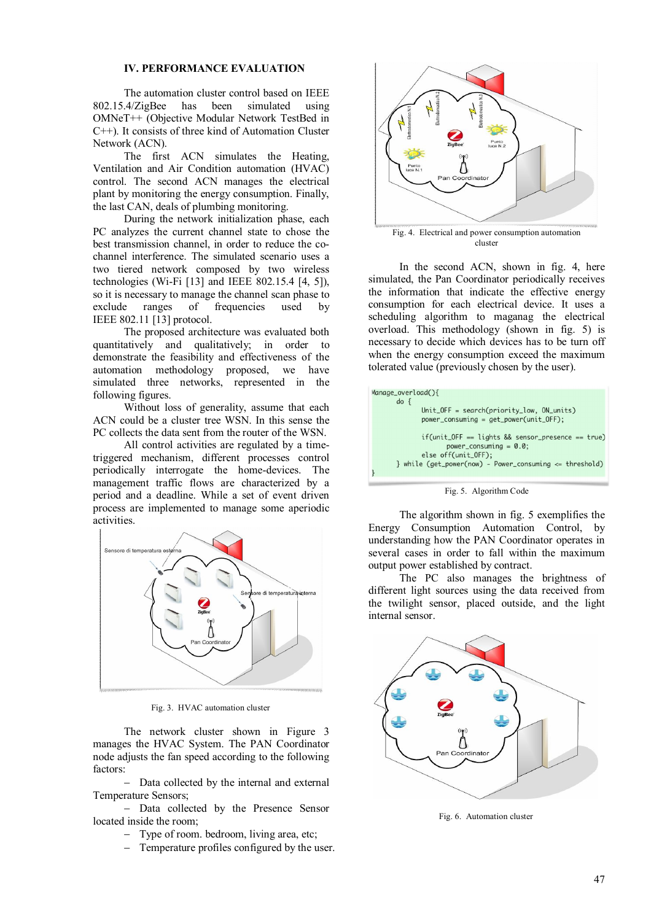## IV. PERFORMANCE EVALUATION

The automation cluster control based on IEEE 802.15.4/ZigBee has been simulated using OMNeT++ (Objective Modular Network TestBed in C++). It consists of three kind of Automation Cluster Network (ACN).

The first ACN simulates the Heating, Ventilation and Air Condition automation (HVAC) control. The second ACN manages the electrical plant by monitoring the energy consumption. Finally, the last CAN, deals of plumbing monitoring.

During the network initialization phase, each PC analyzes the current channel state to chose the best transmission channel, in order to reduce the co-channel interference. The simulated scenario uses a two tiered network composed by two wireless technologies (Wi-Fi [13] and IEEE 802.15.4 [4, 5]), so it is necessary to manage the channel scan phase to exclude ranges of frequencies used by IEEE 802.11 [13] protocol.

The proposed architecture was evaluated both quantitatively and qualitatively; in order to demonstrate the feasibility and effectiveness of the automation methodology proposed, we have simulated three networks, represented in the following figures.

Without loss of generality, assume that each ACN could be a cluster tree WSN. In this sense the PC collects the data sent from the router of the WSN.

All control activities are regulated by a time-triggered mechanism, different processes control periodically interrogate the home-devices. The management traffic flows are characterized by a period and a deadline. While a set of event driven process are implemented to manage some aperiodic activities.

Fig. 3. HVAC automation cluster

The network cluster shown in Figure 3 manages the HVAC System. The PAN Coordinator node adjusts the fan speed according to the following factors:

– Data collected by the internal and external Temperature Sensors;

– Data collected by the Presence Sensor located inside the room;

– Type of room. bedroom, living area, etc;

– Temperature profiles configured by the user.

Fig. 4. Electrical and power consumption automation cluster

In the second ACN, shown in fig. 4, here simulated, the Pan Coordinator periodically receives the information that indicate the effective energy consumption for each electrical device. It uses a scheduling algorithm to maganag the electrical overload. This methodology (shown in fig. 5) is necessary to decide which devices has to be turn off when the energy consumption exceed the maximum tolerated value (previously chosen by the user).

```
Manage_overload(){
    do {
          Unit_OFF = search(priority_low, ON_units)
          power_consuming = get_power(unit_OFF);

          if(unit_OFF == lights && sensor_presence == true)
               power_consuming = 0.0;
          else off(unit_OFF);
    } while (get_power(now) - Power_consuming <= threshold)
}
```

Fig. 5. Algorithm Code

The algorithm shown in fig. 5 exemplifies the Energy Consumption Automation Control, by understanding how the PAN Coordinator operates in several cases in order to fall within the maximum output power established by contract.

The PC also manages the brightness of different light sources using the data received from the twilight sensor, placed outside, and the light internal sensor.

Fig. 6. Automation cluster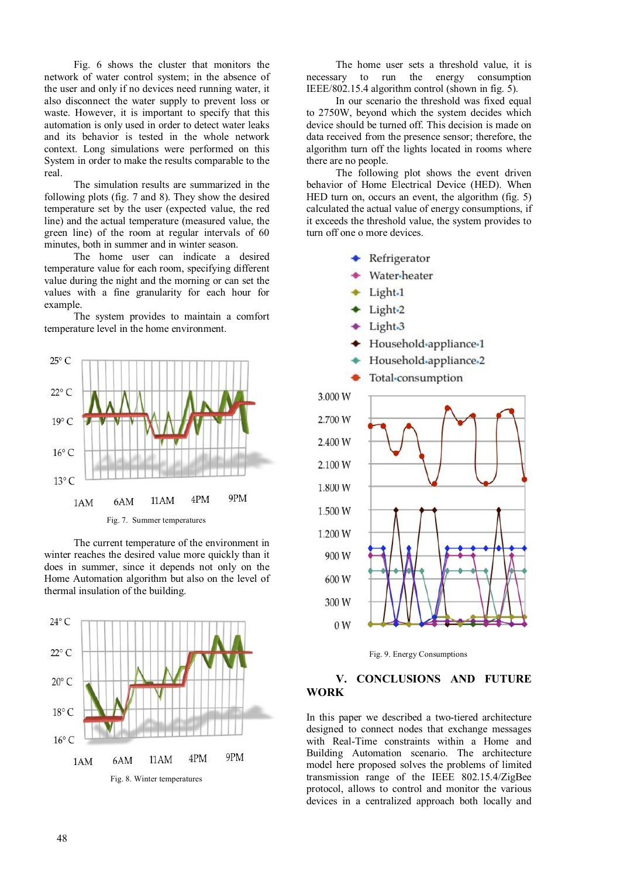Fig. 6 shows the cluster that monitors the network of water control system; in the absence of the user and only if no devices need running water, it also disconnect the water supply to prevent loss or waste. However, it is important to specify that this automation is only used in order to detect water leaks and its behavior is tested in the whole network context. Long simulations were performed on this System in order to make the results comparable to the real.

The simulation results are summarized in the following plots (fig. 7 and 8). They show the desired temperature set by the user (expected value, the red line) and the actual temperature (measured value, the green line) of the room at regular intervals of 60 minutes, both in summer and in winter season.

The home user can indicate a desired temperature value for each room, specifying different value during the night and the morning or can set the values with a fine granularity for each hour for example.

The system provides to maintain a comfort temperature level in the home environment.

Fig. 7. Summer temperatures

The current temperature of the environment in winter reaches the desired value more quickly than it does in summer, since it depends not only on the Home Automation algorithm but also on the level of thermal insulation of the building.

Fig. 8. Winter temperatures

The home user sets a threshold value, it is necessary to run the energy consumption IEEE/802.15.4 algorithm control (shown in fig. 5).

In our scenario the threshold was fixed equal to 2750W, beyond which the system decides which device should be turned off. This decision is made on data received from the presence sensor; therefore, the algorithm turn off the lights located in rooms where there are no people.

The following plot shows the event driven behavior of Home Electrical Device (HED). When HED turn on, occurs an event, the algorithm (fig. 5) calculated the actual value of energy consumptions, if it exceeds the threshold value, the system provides to turn off one o more devices.

Fig. 9. Energy Consumptions

## V. CONCLUSIONS AND FUTURE WORK

In this paper we described a two-tiered architecture designed to connect nodes that exchange messages with Real-Time constraints within a Home and Building Automation scenario. The architecture model here proposed solves the problems of limited transmission range of the IEEE 802.15.4/ZigBee protocol, allows to control and monitor the various devices in a centralized approach both locally and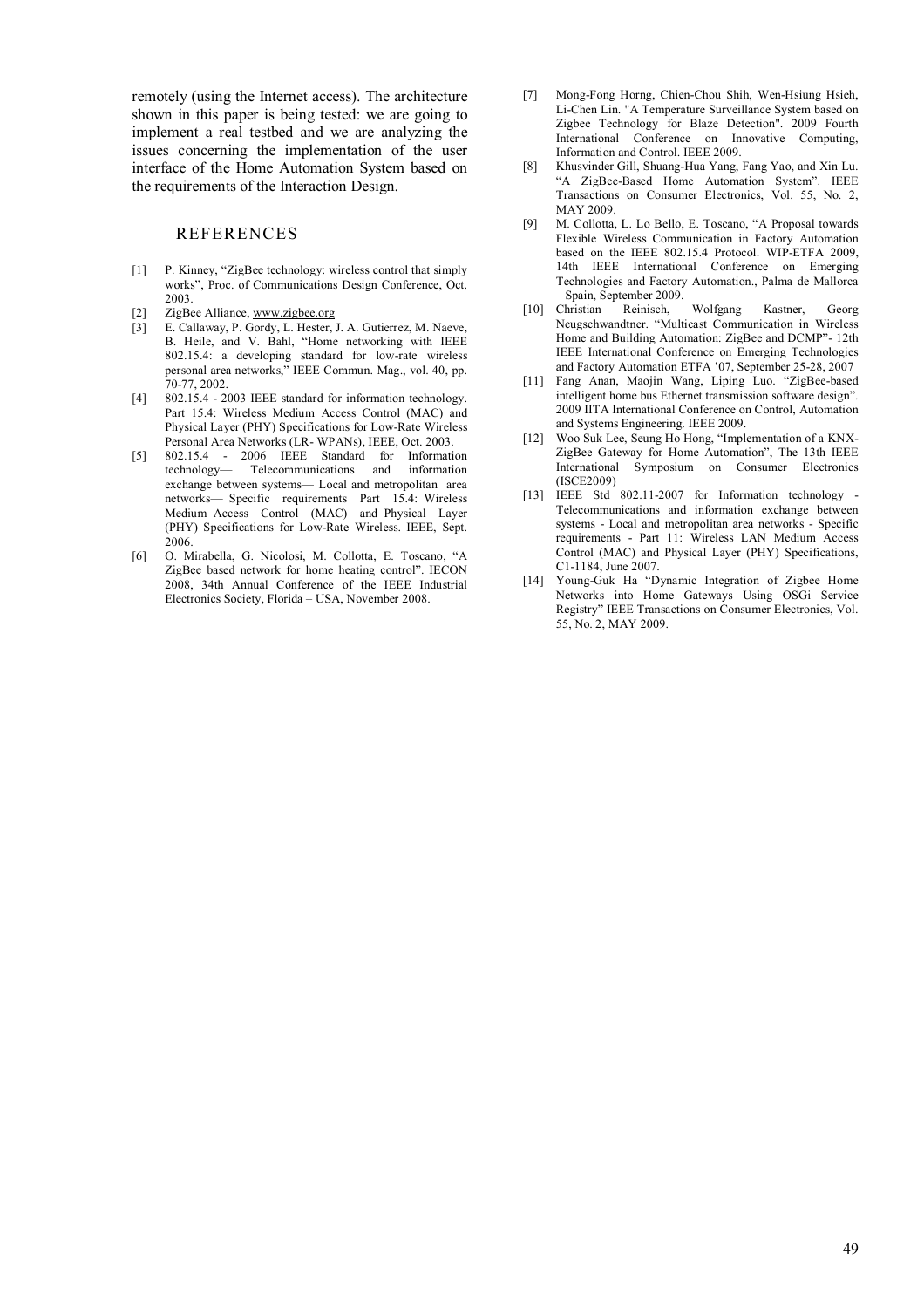remotely (using the Internet access). The architecture shown in this paper is being tested: we are going to implement a real testbed and we are analyzing the issues concerning the implementation of the user interface of the Home Automation System based on the requirements of the Interaction Design.

## REFERENCES

[1] P. Kinney, "ZigBee technology: wireless control that simply works", Proc. of Communications Design Conference, Oct. 2003.

[2] ZigBee Alliance, www.zigbee.org

[3] E. Callaway, P. Gordy, L. Hester, J. A. Gutierrez, M. Naeve, B. Heile, and V. Bahl, "Home networking with IEEE 802.15.4: a developing standard for low-rate wireless personal area networks," IEEE Commun. Mag., vol. 40, pp. 70-77, 2002.

[4] 802.15.4 - 2003 IEEE standard for information technology. Part 15.4: Wireless Medium Access Control (MAC) and Physical Layer (PHY) Specifications for Low-Rate Wireless Personal Area Networks (LR- WPANs), IEEE, Oct. 2003.

[5] 802.15.4 - 2006 IEEE Standard for Information technology— Telecommunications and information exchange between systems— Local and metropolitan area networks— Specific requirements Part 15.4: Wireless Medium Access Control (MAC) and Physical Layer (PHY) Specifications for Low-Rate Wireless. IEEE, Sept. 2006.

[6] O. Mirabella, G. Nicolosi, M. Collotta, E. Toscano, "A ZigBee based network for home heating control". IECON 2008, 34th Annual Conference of the IEEE Industrial Electronics Society, Florida – USA, November 2008.

[7] Mong-Fong Horng, Chien-Chou Shih, Wen-Hsiung Hsieh, Li-Chen Lin. "A Temperature Surveillance System based on Zigbee Technology for Blaze Detection". 2009 Fourth International Conference on Innovative Computing, Information and Control. IEEE 2009.

[8] Khusvinder Gill, Shuang-Hua Yang, Fang Yao, and Xin Lu. "A ZigBee-Based Home Automation System". IEEE Transactions on Consumer Electronics, Vol. 55, No. 2, MAY 2009.

[9] M. Collotta, L. Lo Bello, E. Toscano, "A Proposal towards Flexible Wireless Communication in Factory Automation based on the IEEE 802.15.4 Protocol. WIP-ETFA 2009, 14th IEEE International Conference on Emerging Technologies and Factory Automation., Palma de Mallorca – Spain, September 2009.

[10] Christian Reinisch, Wolfgang Kastner, Georg Neugschwandtner. "Multicast Communication in Wireless Home and Building Automation: ZigBee and DCMP"- 12th IEEE International Conference on Emerging Technologies and Factory Automation ETFA '07, September 25-28, 2007

[11] Fang Anan, Maojin Wang, Liping Luo. "ZigBee-based intelligent home bus Ethernet transmission software design". 2009 IITA International Conference on Control, Automation and Systems Engineering. IEEE 2009.

[12] Woo Suk Lee, Seung Ho Hong, "Implementation of a KNX-ZigBee Gateway for Home Automation", The 13th IEEE International Symposium on Consumer Electronics (ISCE2009)

[13] IEEE Std 802.11-2007 for Information technology - Telecommunications and information exchange between systems - Local and metropolitan area networks - Specific requirements - Part 11: Wireless LAN Medium Access Control (MAC) and Physical Layer (PHY) Specifications, C1-1184, June 2007.

[14] Young-Guk Ha "Dynamic Integration of Zigbee Home Networks into Home Gateways Using OSGi Service Registry" IEEE Transactions on Consumer Electronics, Vol. 55, No. 2, MAY 2009.